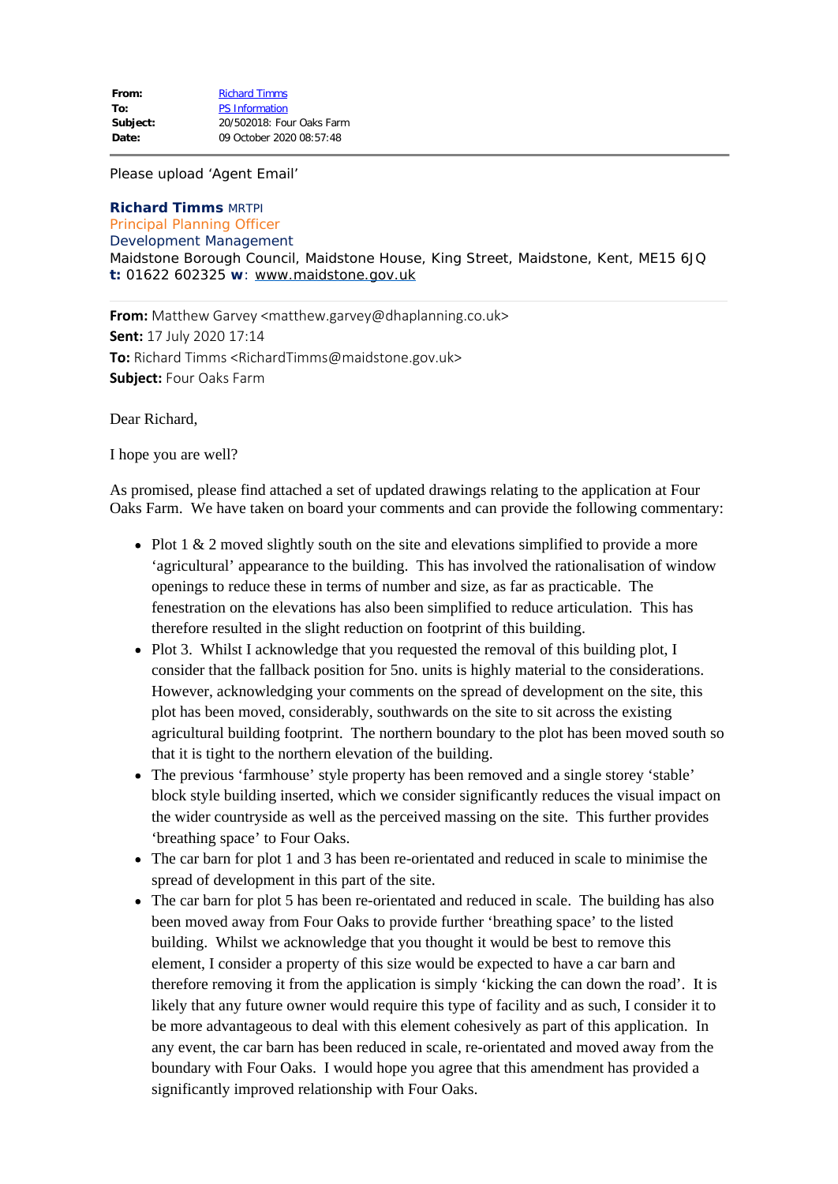| | |
|---|---|
| **From:** | Richard Timms |
| **To:** | PS Information |
| **Subject:** | 20/502018: Four Oaks Farm |
| **Date:** | 09 October 2020 08:57:48 |

Please upload 'Agent Email'

**Richard Timms** MRTPI
Principal Planning Officer
Development Management
Maidstone Borough Council, Maidstone House, King Street, Maidstone, Kent, ME15 6JQ
**t:** 01622 602325 **w**: www.maidstone.gov.uk

**From:** Matthew Garvey <matthew.garvey@dhaplanning.co.uk>
**Sent:** 17 July 2020 17:14
**To:** Richard Timms <RichardTimms@maidstone.gov.uk>
**Subject:** Four Oaks Farm

Dear Richard,

I hope you are well?

As promised, please find attached a set of updated drawings relating to the application at Four Oaks Farm. We have taken on board your comments and can provide the following commentary:

- Plot 1 & 2 moved slightly south on the site and elevations simplified to provide a more 'agricultural' appearance to the building. This has involved the rationalisation of window openings to reduce these in terms of number and size, as far as practicable. The fenestration on the elevations has also been simplified to reduce articulation. This has therefore resulted in the slight reduction on footprint of this building.
- Plot 3. Whilst I acknowledge that you requested the removal of this building plot, I consider that the fallback position for 5no. units is highly material to the considerations. However, acknowledging your comments on the spread of development on the site, this plot has been moved, considerably, southwards on the site to sit across the existing agricultural building footprint. The northern boundary to the plot has been moved south so that it is tight to the northern elevation of the building.
- The previous 'farmhouse' style property has been removed and a single storey 'stable' block style building inserted, which we consider significantly reduces the visual impact on the wider countryside as well as the perceived massing on the site. This further provides 'breathing space' to Four Oaks.
- The car barn for plot 1 and 3 has been re-orientated and reduced in scale to minimise the spread of development in this part of the site.
- The car barn for plot 5 has been re-orientated and reduced in scale. The building has also been moved away from Four Oaks to provide further 'breathing space' to the listed building. Whilst we acknowledge that you thought it would be best to remove this element, I consider a property of this size would be expected to have a car barn and therefore removing it from the application is simply 'kicking the can down the road'. It is likely that any future owner would require this type of facility and as such, I consider it to be more advantageous to deal with this element cohesively as part of this application. In any event, the car barn has been reduced in scale, re-orientated and moved away from the boundary with Four Oaks. I would hope you agree that this amendment has provided a significantly improved relationship with Four Oaks.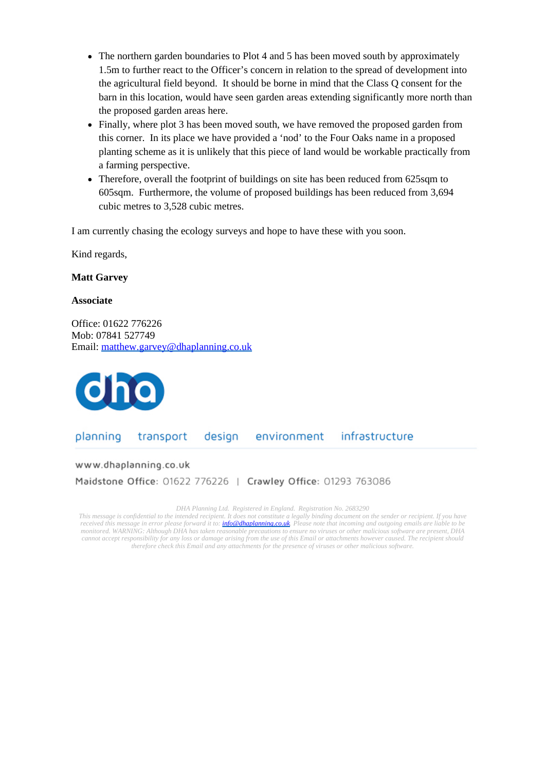- The northern garden boundaries to Plot 4 and 5 has been moved south by approximately 1.5m to further react to the Officer's concern in relation to the spread of development into the agricultural field beyond. It should be borne in mind that the Class Q consent for the barn in this location, would have seen garden areas extending significantly more north than the proposed garden areas here.
- Finally, where plot 3 has been moved south, we have removed the proposed garden from this corner. In its place we have provided a 'nod' to the Four Oaks name in a proposed planting scheme as it is unlikely that this piece of land would be workable practically from a farming perspective.
- Therefore, overall the footprint of buildings on site has been reduced from 625sqm to 605sqm. Furthermore, the volume of proposed buildings has been reduced from 3,694 cubic metres to 3,528 cubic metres.

I am currently chasing the ecology surveys and hope to have these with you soon.

Kind regards,

**Matt Garvey**

**Associate**

Office: 01622 776226
Mob: 07841 527749
Email: matthew.garvey@dhaplanning.co.uk

dha

planning transport design environment infrastructure

www.dhaplanning.co.uk
Maidstone Office: 01622 776226 | Crawley Office: 01293 763086

*DHA Planning Ltd. Registered in England. Registration No. 2683290*
*This message is confidential to the intended recipient. It does not constitute a legally binding document on the sender or recipient. If you have received this message in error please forward it to: info@dhaplanning.co.uk. Please note that incoming and outgoing emails are liable to be monitored. WARNING: Although DHA has taken reasonable precautions to ensure no viruses or other malicious software are present, DHA cannot accept responsibility for any loss or damage arising from the use of this Email or attachments however caused. The recipient should therefore check this Email and any attachments for the presence of viruses or other malicious software.*